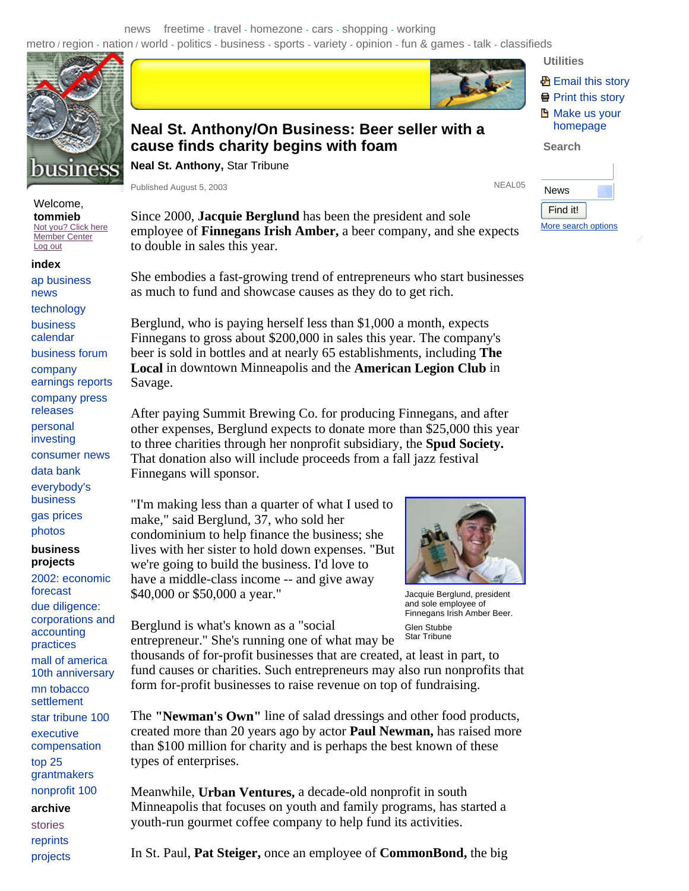# Neal St. Anthony/On Business: Beer seller with a cause finds charity begins with foam

**Neal St. Anthony,** Star Tribune

Published August 5, 2003

NEAL05

Since 2000, **Jacquie Berglund** has been the president and sole employee of **Finnegans Irish Amber,** a beer company, and she expects to double in sales this year.

She embodies a fast-growing trend of entrepreneurs who start businesses as much to fund and showcase causes as they do to get rich.

Berglund, who is paying herself less than $1,000 a month, expects Finnegans to gross about $200,000 in sales this year. The company's beer is sold in bottles and at nearly 65 establishments, including **The Local** in downtown Minneapolis and the **American Legion Club** in Savage.

After paying Summit Brewing Co. for producing Finnegans, and after other expenses, Berglund expects to donate more than $25,000 this year to three charities through her nonprofit subsidiary, the **Spud Society.** That donation also will include proceeds from a fall jazz festival Finnegans will sponsor.

"I'm making less than a quarter of what I used to make," said Berglund, 37, who sold her condominium to help finance the business; she lives with her sister to hold down expenses. "But we're going to build the business. I'd love to have a middle-class income -- and give away $40,000 or $50,000 a year."

Jacquie Berglund, president and sole employee of Finnegans Irish Amber Beer.

Glen Stubbe
Star Tribune

Berglund is what's known as a "social entrepreneur." She's running one of what may be thousands of for-profit businesses that are created, at least in part, to fund causes or charities. Such entrepreneurs may also run nonprofits that form for-profit businesses to raise revenue on top of fundraising.

The **"Newman's Own"** line of salad dressings and other food products, created more than 20 years ago by actor **Paul Newman,** has raised more than $100 million for charity and is perhaps the best known of these types of enterprises.

Meanwhile, **Urban Ventures,** a decade-old nonprofit in south Minneapolis that focuses on youth and family programs, has started a youth-run gourmet coffee company to help fund its activities.

In St. Paul, **Pat Steiger,** once an employee of **CommonBond,** the big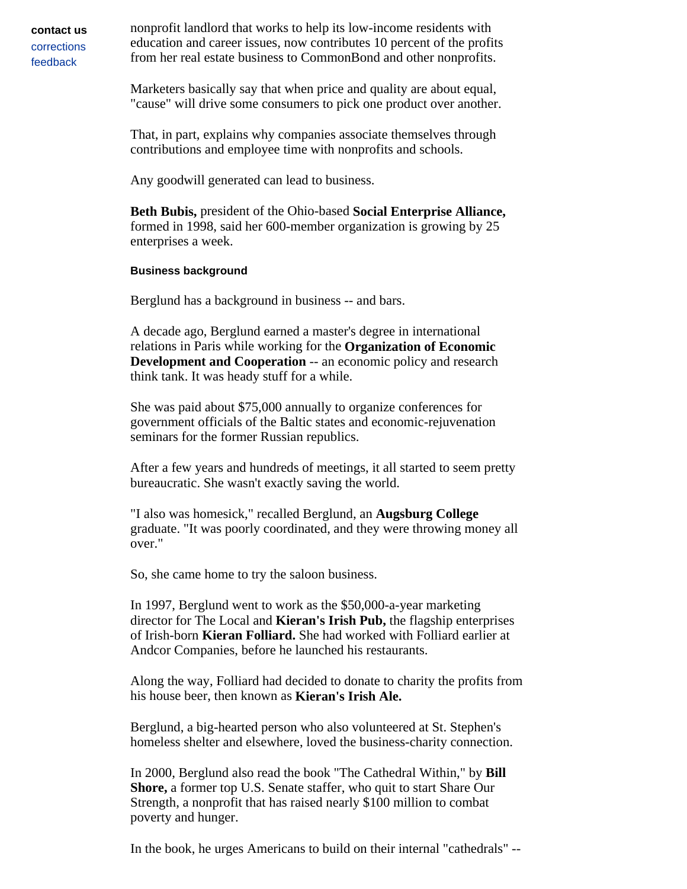nonprofit landlord that works to help its low-income residents with education and career issues, now contributes 10 percent of the profits from her real estate business to CommonBond and other nonprofits.

Marketers basically say that when price and quality are about equal, "cause" will drive some consumers to pick one product over another.

That, in part, explains why companies associate themselves through contributions and employee time with nonprofits and schools.

Any goodwill generated can lead to business.

**Beth Bubis,** president of the Ohio-based **Social Enterprise Alliance,** formed in 1998, said her 600-member organization is growing by 25 enterprises a week.

#### Business background

Berglund has a background in business -- and bars.

A decade ago, Berglund earned a master's degree in international relations in Paris while working for the **Organization of Economic Development and Cooperation** -- an economic policy and research think tank. It was heady stuff for a while.

She was paid about $75,000 annually to organize conferences for government officials of the Baltic states and economic-rejuvenation seminars for the former Russian republics.

After a few years and hundreds of meetings, it all started to seem pretty bureaucratic. She wasn't exactly saving the world.

"I also was homesick," recalled Berglund, an **Augsburg College** graduate. "It was poorly coordinated, and they were throwing money all over."

So, she came home to try the saloon business.

In 1997, Berglund went to work as the $50,000-a-year marketing director for The Local and **Kieran's Irish Pub,** the flagship enterprises of Irish-born **Kieran Folliard.** She had worked with Folliard earlier at Andcor Companies, before he launched his restaurants.

Along the way, Folliard had decided to donate to charity the profits from his house beer, then known as **Kieran's Irish Ale.**

Berglund, a big-hearted person who also volunteered at St. Stephen's homeless shelter and elsewhere, loved the business-charity connection.

In 2000, Berglund also read the book "The Cathedral Within," by **Bill Shore,** a former top U.S. Senate staffer, who quit to start Share Our Strength, a nonprofit that has raised nearly $100 million to combat poverty and hunger.

In the book, he urges Americans to build on their internal "cathedrals" --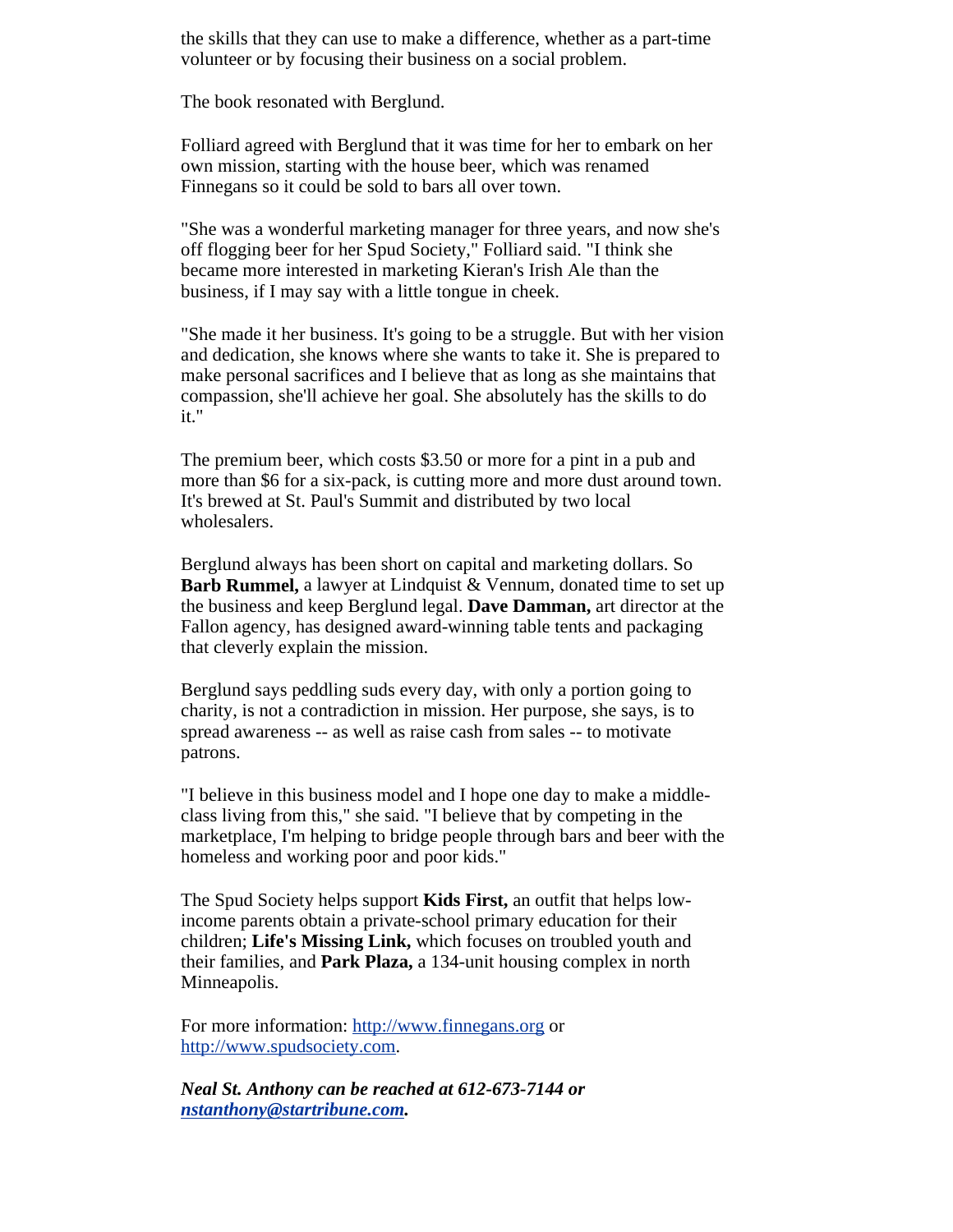the skills that they can use to make a difference, whether as a part-time volunteer or by focusing their business on a social problem.

The book resonated with Berglund.

Folliard agreed with Berglund that it was time for her to embark on her own mission, starting with the house beer, which was renamed Finnegans so it could be sold to bars all over town.

"She was a wonderful marketing manager for three years, and now she's off flogging beer for her Spud Society," Folliard said. "I think she became more interested in marketing Kieran's Irish Ale than the business, if I may say with a little tongue in cheek.

"She made it her business. It's going to be a struggle. But with her vision and dedication, she knows where she wants to take it. She is prepared to make personal sacrifices and I believe that as long as she maintains that compassion, she'll achieve her goal. She absolutely has the skills to do it."

The premium beer, which costs $3.50 or more for a pint in a pub and more than $6 for a six-pack, is cutting more and more dust around town. It's brewed at St. Paul's Summit and distributed by two local wholesalers.

Berglund always has been short on capital and marketing dollars. So **Barb Rummel,** a lawyer at Lindquist & Vennum, donated time to set up the business and keep Berglund legal. **Dave Damman,** art director at the Fallon agency, has designed award-winning table tents and packaging that cleverly explain the mission.

Berglund says peddling suds every day, with only a portion going to charity, is not a contradiction in mission. Her purpose, she says, is to spread awareness -- as well as raise cash from sales -- to motivate patrons.

"I believe in this business model and I hope one day to make a middle-class living from this," she said. "I believe that by competing in the marketplace, I'm helping to bridge people through bars and beer with the homeless and working poor and poor kids."

The Spud Society helps support **Kids First,** an outfit that helps low-income parents obtain a private-school primary education for their children; **Life's Missing Link,** which focuses on troubled youth and their families, and **Park Plaza,** a 134-unit housing complex in north Minneapolis.

For more information: http://www.finnegans.org or http://www.spudsociety.com.

***Neal St. Anthony can be reached at 612-673-7144 or nstanthony@startribune.com.***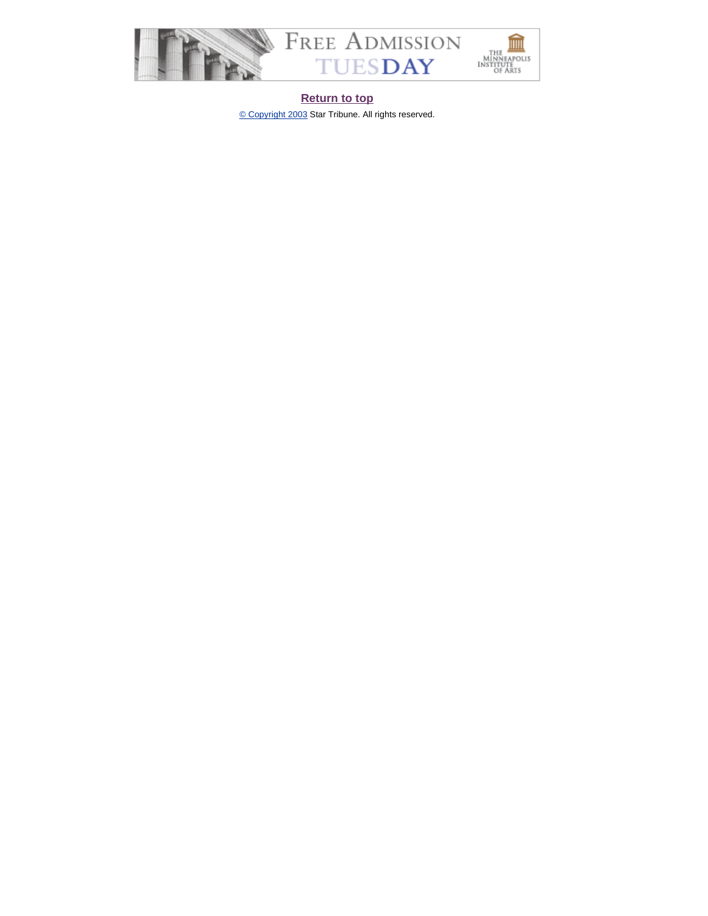FREE ADMISSION TUESDAY

THE MINNEAPOLIS INSTITUTE OF ARTS

**Return to top**

© Copyright 2003 Star Tribune. All rights reserved.